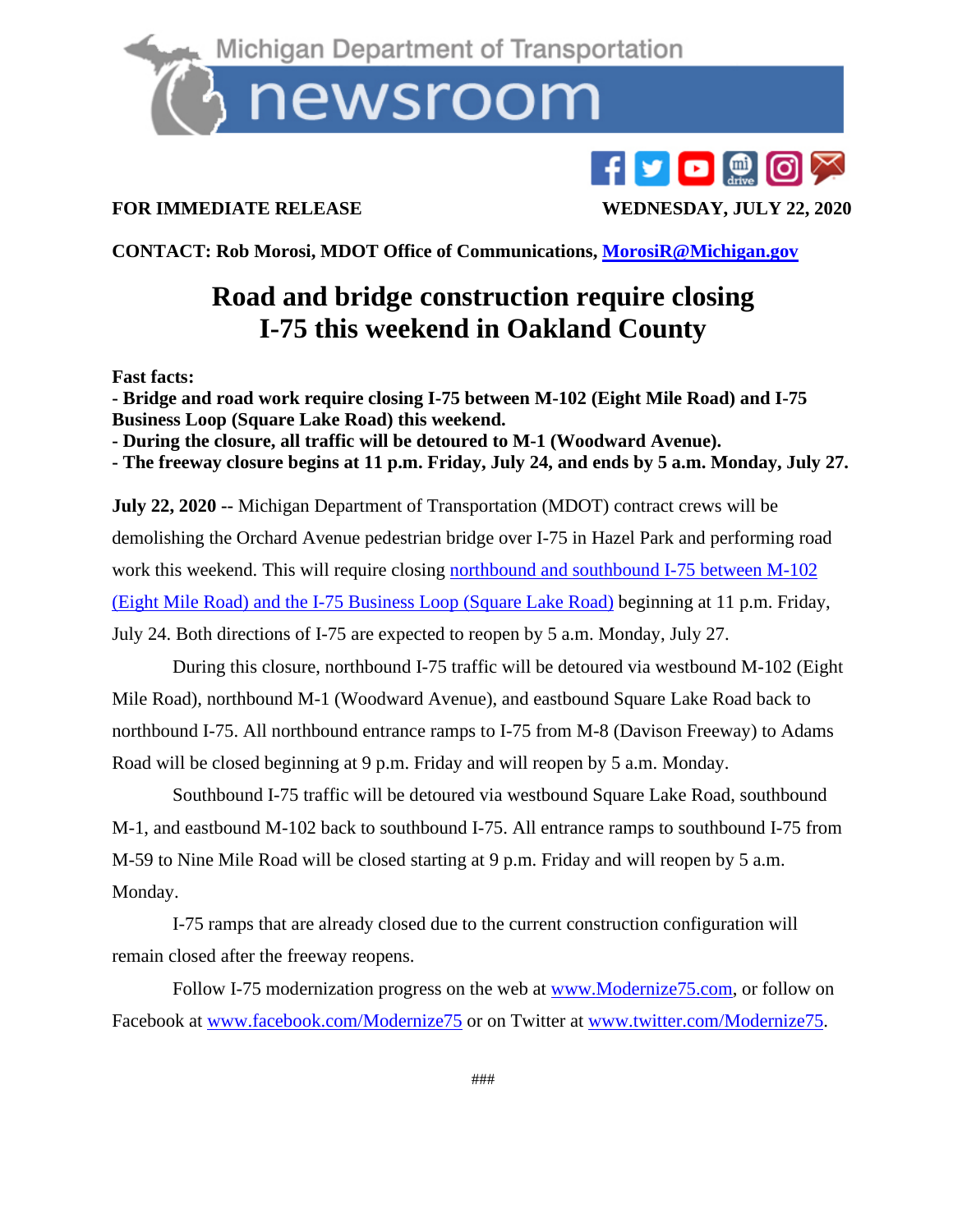Michigan Department of Transportation

newsroom

**FOR IMMEDIATE RELEASE** **WEDNESDAY, JULY 22, 2020**

**CONTACT: Rob Morosi, MDOT Office of Communications, [MorosiR@Michigan.gov](mailto:MorosiR@Michigan.gov)**

# Road and bridge construction require closing I-75 this weekend in Oakland County

**Fast facts:**
**- Bridge and road work require closing I-75 between M-102 (Eight Mile Road) and I-75 Business Loop (Square Lake Road) this weekend.**
**- During the closure, all traffic will be detoured to M-1 (Woodward Avenue).**
**- The freeway closure begins at 11 p.m. Friday, July 24, and ends by 5 a.m. Monday, July 27.**

**July 22, 2020 --** Michigan Department of Transportation (MDOT) contract crews will be demolishing the Orchard Avenue pedestrian bridge over I-75 in Hazel Park and performing road work this weekend. This will require closing northbound and southbound I-75 between M-102 (Eight Mile Road) and the I-75 Business Loop (Square Lake Road) beginning at 11 p.m. Friday, July 24. Both directions of I-75 are expected to reopen by 5 a.m. Monday, July 27.

During this closure, northbound I-75 traffic will be detoured via westbound M-102 (Eight Mile Road), northbound M-1 (Woodward Avenue), and eastbound Square Lake Road back to northbound I-75. All northbound entrance ramps to I-75 from M-8 (Davison Freeway) to Adams Road will be closed beginning at 9 p.m. Friday and will reopen by 5 a.m. Monday.

Southbound I-75 traffic will be detoured via westbound Square Lake Road, southbound M-1, and eastbound M-102 back to southbound I-75. All entrance ramps to southbound I-75 from M-59 to Nine Mile Road will be closed starting at 9 p.m. Friday and will reopen by 5 a.m. Monday.

I-75 ramps that are already closed due to the current construction configuration will remain closed after the freeway reopens.

Follow I-75 modernization progress on the web at www.Modernize75.com, or follow on Facebook at www.facebook.com/Modernize75 or on Twitter at www.twitter.com/Modernize75.

###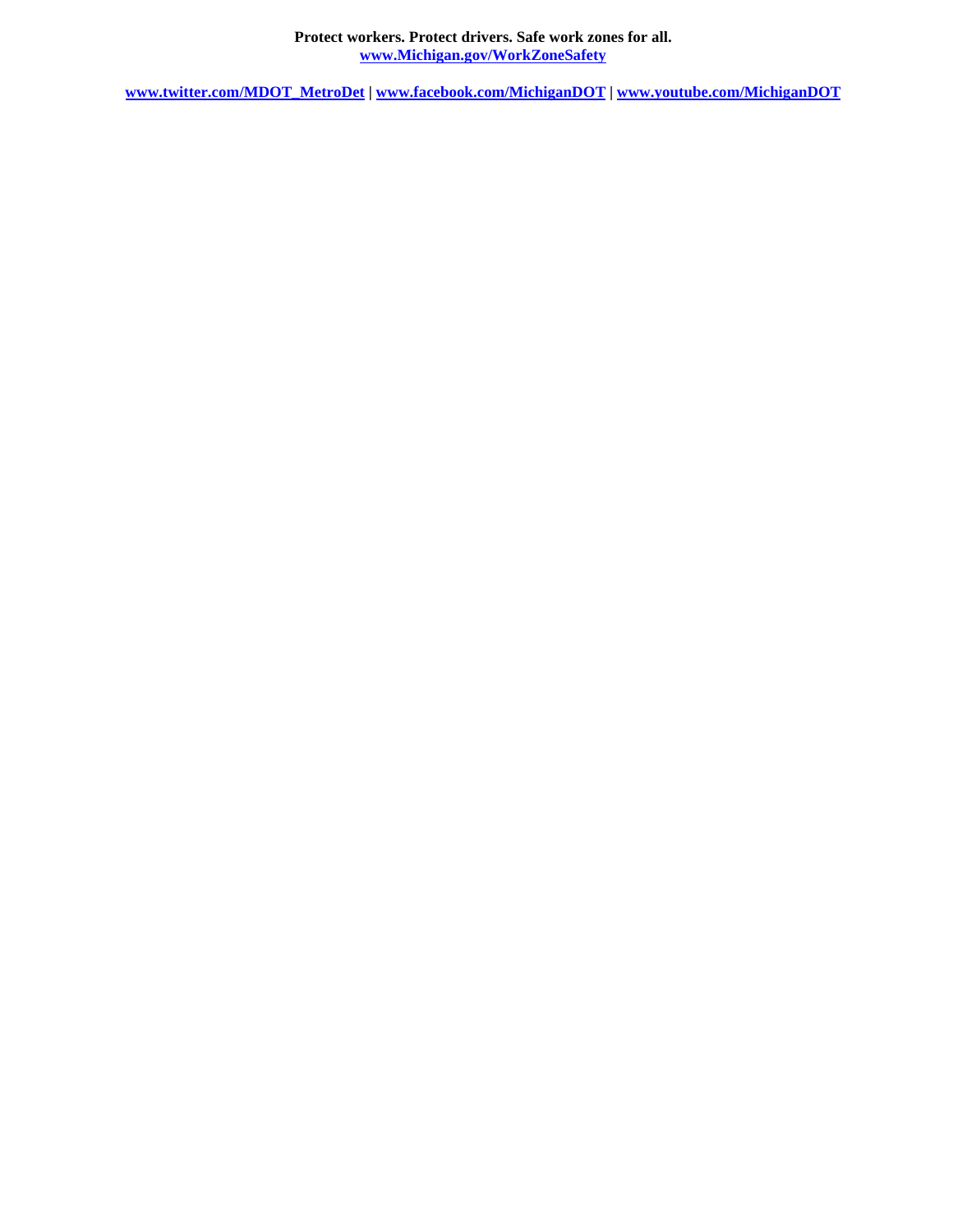**Protect workers. Protect drivers. Safe work zones for all.**
**[www.Michigan.gov/WorkZoneSafety](http://www.Michigan.gov/WorkZoneSafety)**

**[www.twitter.com/MDOT_MetroDet](http://www.twitter.com/MDOT_MetroDet) | [www.facebook.com/MichiganDOT](http://www.facebook.com/MichiganDOT) | [www.youtube.com/MichiganDOT](http://www.youtube.com/MichiganDOT)**